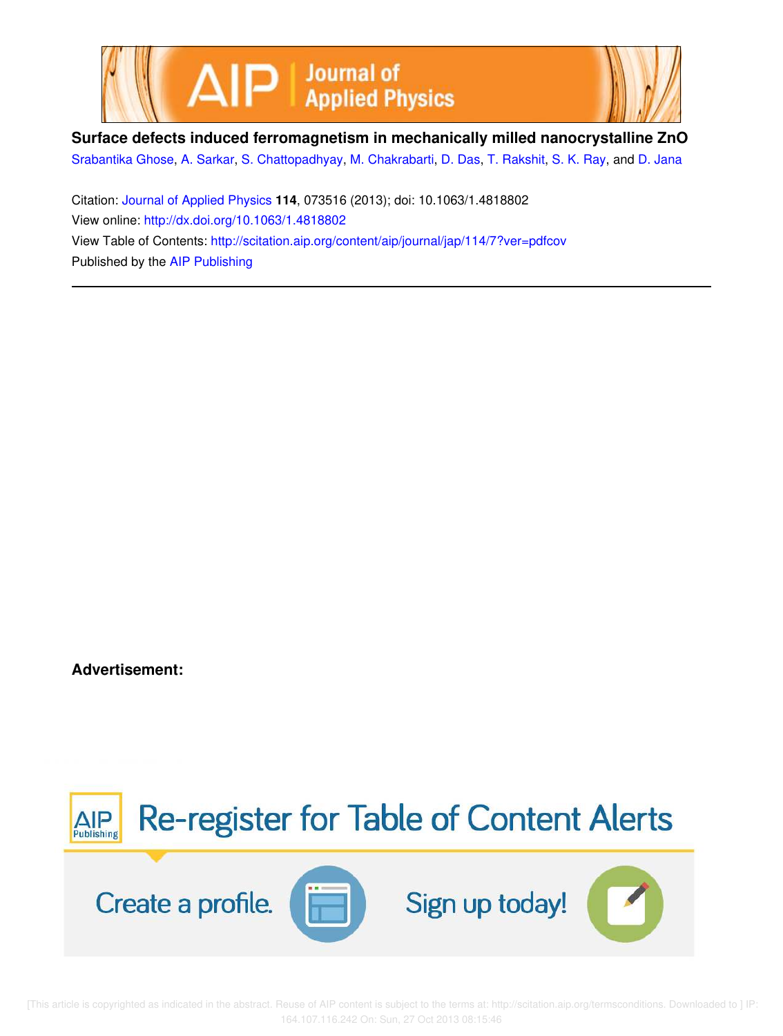**Surface defects induced ferromagnetism in mechanically milled nanocrystalline ZnO**

Srabantika Ghose, A. Sarkar, S. Chattopadhyay, M. Chakrabarti, D. Das, T. Rakshit, S. K. Ray, and D. Jana

Citation: Journal of Applied Physics **114**, 073516 (2013); doi: 10.1063/1.4818802

View online: http://dx.doi.org/10.1063/1.4818802

View Table of Contents: http://scitation.aip.org/content/aip/journal/jap/114/7?ver=pdfcov

Published by the AIP Publishing

**Advertisement:**

[This article is copyrighted as indicated in the abstract. Reuse of AIP content is subject to the terms at: http://scitation.aip.org/termsconditions. Downloaded to ] IP: 164.107.116.242 On: Sun, 27 Oct 2013 08:15:46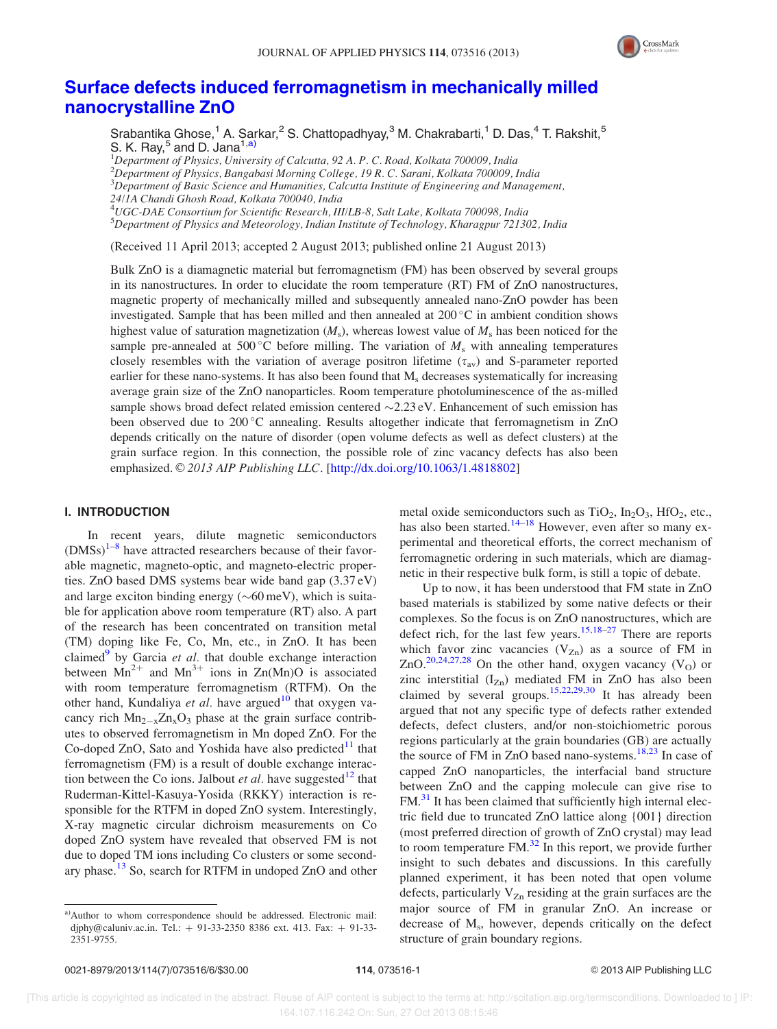# Surface defects induced ferromagnetism in mechanically milled nanocrystalline ZnO

Srabantika Ghose,[1] A. Sarkar,[2] S. Chattopadhyay,[3] M. Chakrabarti,[1] D. Das,[4] T. Rakshit,[5] S. K. Ray,[5] and D. Jana[1,a)]

[1]Department of Physics, University of Calcutta, 92 A. P. C. Road, Kolkata 700009, India
[2]Department of Physics, Bangabasi Morning College, 19 R. C. Sarani, Kolkata 700009, India
[3]Department of Basic Science and Humanities, Calcutta Institute of Engineering and Management, 24/1A Chandi Ghosh Road, Kolkata 700040, India
[4]UGC-DAE Consortium for Scientific Research, III/LB-8, Salt Lake, Kolkata 700098, India
[5]Department of Physics and Meteorology, Indian Institute of Technology, Kharagpur 721302, India

(Received 11 April 2013; accepted 2 August 2013; published online 21 August 2013)

Bulk ZnO is a diamagnetic material but ferromagnetism (FM) has been observed by several groups in its nanostructures. In order to elucidate the room temperature (RT) FM of ZnO nanostructures, magnetic property of mechanically milled and subsequently annealed nano-ZnO powder has been investigated. Sample that has been milled and then annealed at 200 °C in ambient condition shows highest value of saturation magnetization ($M_s$), whereas lowest value of $M_s$ has been noticed for the sample pre-annealed at 500 °C before milling. The variation of $M_s$ with annealing temperatures closely resembles with the variation of average positron lifetime ($\tau_{av}$) and S-parameter reported earlier for these nano-systems. It has also been found that $M_s$ decreases systematically for increasing average grain size of the ZnO nanoparticles. Room temperature photoluminescence of the as-milled sample shows broad defect related emission centered ~2.23 eV. Enhancement of such emission has been observed due to 200 °C annealing. Results altogether indicate that ferromagnetism in ZnO depends critically on the nature of disorder (open volume defects as well as defect clusters) at the grain surface region. In this connection, the possible role of zinc vacancy defects has also been emphasized. © 2013 AIP Publishing LLC. [http://dx.doi.org/10.1063/1.4818802]

## I. INTRODUCTION

In recent years, dilute magnetic semiconductors (DMSs)[1–8] have attracted researchers because of their favorable magnetic, magneto-optic, and magneto-electric properties. ZnO based DMS systems bear wide band gap (3.37 eV) and large exciton binding energy (~60 meV), which is suitable for application above room temperature (RT) also. A part of the research has been concentrated on transition metal (TM) doping like Fe, Co, Mn, etc., in ZnO. It has been claimed[9] by Garcia *et al.* that double exchange interaction between $Mn^{2+}$ and $Mn^{3+}$ ions in Zn(Mn)O is associated with room temperature ferromagnetism (RTFM). On the other hand, Kundaliya *et al.* have argued[10] that oxygen vacancy rich $Mn_{2-x}Zn_xO_3$ phase at the grain surface contributes to observed ferromagnetism in Mn doped ZnO. For the Co-doped ZnO, Sato and Yoshida have also predicted[11] that ferromagnetism (FM) is a result of double exchange interaction between the Co ions. Jalbout *et al.* have suggested[12] that Ruderman-Kittel-Kasuya-Yosida (RKKY) interaction is responsible for the RTFM in doped ZnO system. Interestingly, X-ray magnetic circular dichroism measurements on Co doped ZnO system have revealed that observed FM is not due to doped TM ions including Co clusters or some secondary phase.[13] So, search for RTFM in undoped ZnO and other metal oxide semiconductors such as $TiO_2$, $In_2O_3$, $HfO_2$, etc., has also been started.[14–18] However, even after so many experimental and theoretical efforts, the correct mechanism of ferromagnetic ordering in such materials, which are diamagnetic in their respective bulk form, is still a topic of debate.

Up to now, it has been understood that FM state in ZnO based materials is stabilized by some native defects or their complexes. So the focus is on ZnO nanostructures, which are defect rich, for the last few years.[15,18–27] There are reports which favor zinc vacancies ($V_{Zn}$) as a source of FM in ZnO.[20,24,27,28] On the other hand, oxygen vacancy ($V_O$) or zinc interstitial ($I_{Zn}$) mediated FM in ZnO has also been claimed by several groups.[15,22,29,30] It has already been argued that not any specific type of defects rather extended defects, defect clusters, and/or non-stoichiometric porous regions particularly at the grain boundaries (GB) are actually the source of FM in ZnO based nano-systems.[18,23] In case of capped ZnO nanoparticles, the interfacial band structure between ZnO and the capping molecule can give rise to FM.[31] It has been claimed that sufficiently high internal electric field due to truncated ZnO lattice along {001} direction (most preferred direction of growth of ZnO crystal) may lead to room temperature FM.[32] In this report, we provide further insight to such debates and discussions. In this carefully planned experiment, it has been noted that open volume defects, particularly $V_{Zn}$ residing at the grain surfaces are the major source of FM in granular ZnO. An increase or decrease of $M_s$, however, depends critically on the defect structure of grain boundary regions.

a)Author to whom correspondence should be addressed. Electronic mail: djphy@caluniv.ac.in. Tel.: + 91-33-2350 8386 ext. 413. Fax: + 91-33-2351-9755.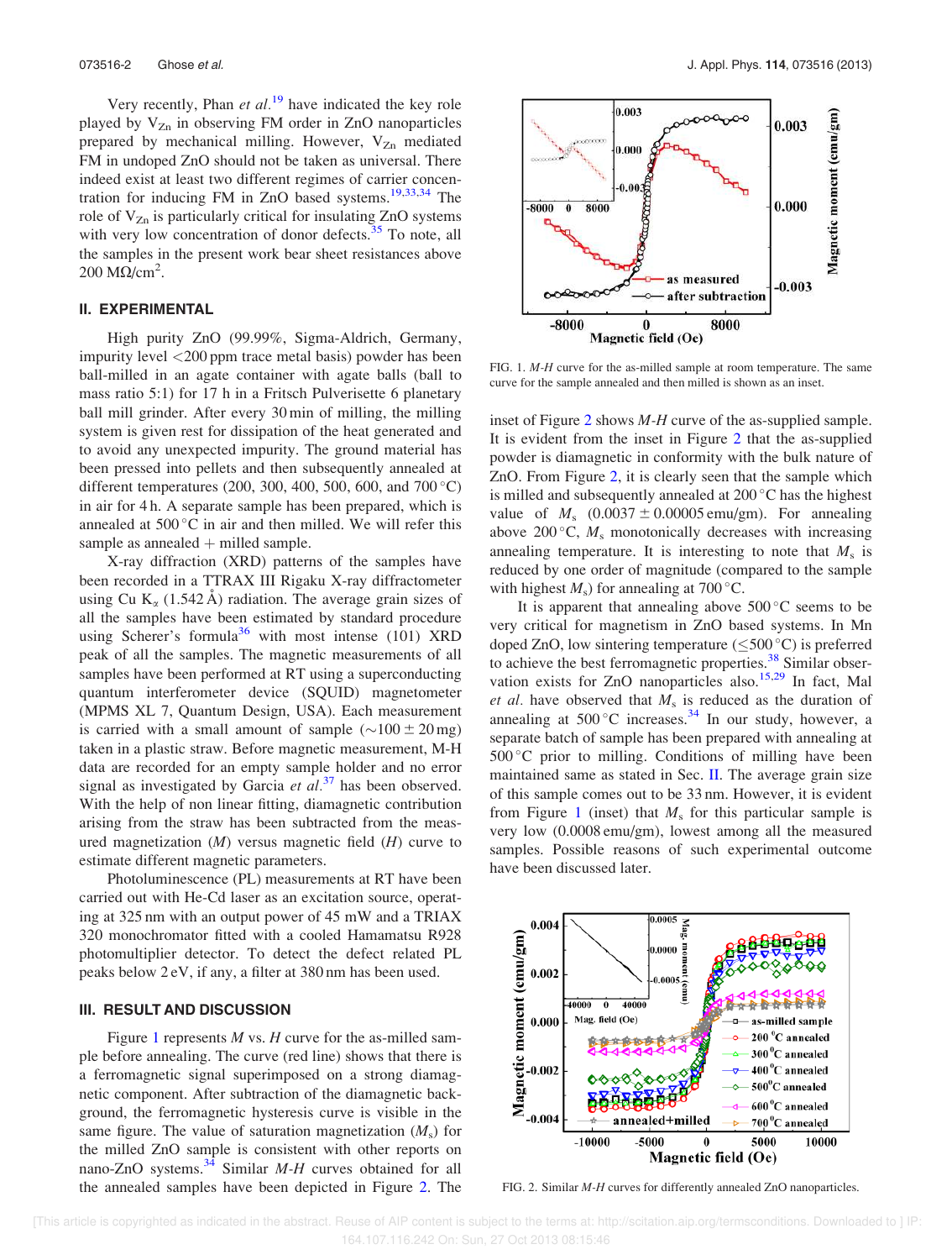Very recently, Phan *et al.*[19] have indicated the key role played by $V_{Zn}$ in observing FM order in ZnO nanoparticles prepared by mechanical milling. However, $V_{Zn}$ mediated FM in undoped ZnO should not be taken as universal. There indeed exist at least two different regimes of carrier concentration for inducing FM in ZnO based systems.[19,33,34] The role of $V_{Zn}$ is particularly critical for insulating ZnO systems with very low concentration of donor defects.[35] To note, all the samples in the present work bear sheet resistances above 200 $M\Omega/cm^2$.

## II. EXPERIMENTAL

High purity ZnO (99.99%, Sigma-Aldrich, Germany, impurity level <200 ppm trace metal basis) powder has been ball-milled in an agate container with agate balls (ball to mass ratio 5:1) for 17 h in a Fritsch Pulverisette 6 planetary ball mill grinder. After every 30 min of milling, the milling system is given rest for dissipation of the heat generated and to avoid any unexpected impurity. The ground material has been pressed into pellets and then subsequently annealed at different temperatures (200, 300, 400, 500, 600, and 700 °C) in air for 4 h. A separate sample has been prepared, which is annealed at 500 °C in air and then milled. We will refer this sample as annealed + milled sample.

X-ray diffraction (XRD) patterns of the samples have been recorded in a TTRAX III Rigaku X-ray diffractometer using Cu $K_\alpha$ (1.542 Å) radiation. The average grain sizes of all the samples have been estimated by standard procedure using Scherer's formula[36] with most intense (101) XRD peak of all the samples. The magnetic measurements of all samples have been performed at RT using a superconducting quantum interferometer device (SQUID) magnetometer (MPMS XL 7, Quantum Design, USA). Each measurement is carried with a small amount of sample (~100 ± 20 mg) taken in a plastic straw. Before magnetic measurement, M-H data are recorded for an empty sample holder and no error signal as investigated by Garcia *et al.*[37] has been observed. With the help of non linear fitting, diamagnetic contribution arising from the straw has been subtracted from the measured magnetization ($M$) versus magnetic field ($H$) curve to estimate different magnetic parameters.

Photoluminescence (PL) measurements at RT have been carried out with He-Cd laser as an excitation source, operating at 325 nm with an output power of 45 mW and a TRIAX 320 monochromator fitted with a cooled Hamamatsu R928 photomultiplier detector. To detect the defect related PL peaks below 2 eV, if any, a filter at 380 nm has been used.

## III. RESULT AND DISCUSSION

Figure 1 represents $M$ vs. $H$ curve for the as-milled sample before annealing. The curve (red line) shows that there is a ferromagnetic signal superimposed on a strong diamagnetic component. After subtraction of the diamagnetic background, the ferromagnetic hysteresis curve is visible in the same figure. The value of saturation magnetization ($M_s$) for the milled ZnO sample is consistent with other reports on nano-ZnO systems.[34] Similar $M$-$H$ curves obtained for all the annealed samples have been depicted in Figure 2. The

0.003
0.000
-0.003
-8000 0 8000
0.003
0.000
-0.003
Magnetic moment (emu/gm)
as measured
after subtraction
-8000 0 8000
Magnetic field (Oe)

FIG. 1. $M$-$H$ curve for the as-milled sample at room temperature. The same curve for the sample annealed and then milled is shown as an inset.

inset of Figure 2 shows $M$-$H$ curve of the as-supplied sample. It is evident from the inset in Figure 2 that the as-supplied powder is diamagnetic in conformity with the bulk nature of ZnO. From Figure 2, it is clearly seen that the sample which is milled and subsequently annealed at 200 °C has the highest value of $M_s$ (0.0037 ± 0.00005 emu/gm). For annealing above 200 °C, $M_s$ monotonically decreases with increasing annealing temperature. It is interesting to note that $M_s$ is reduced by one order of magnitude (compared to the sample with highest $M_s$) for annealing at 700 °C.

It is apparent that annealing above 500 °C seems to be very critical for magnetism in ZnO based systems. In Mn doped ZnO, low sintering temperature (≤500 °C) is preferred to achieve the best ferromagnetic properties.[38] Similar observation exists for ZnO nanoparticles also.[15,29] In fact, Mal *et al.* have observed that $M_s$ is reduced as the duration of annealing at 500 °C increases.[34] In our study, however, a separate batch of sample has been prepared with annealing at 500 °C prior to milling. Conditions of milling have been maintained same as stated in Sec. II. The average grain size of this sample comes out to be 33 nm. However, it is evident from Figure 1 (inset) that $M_s$ for this particular sample is very low (0.0008 emu/gm), lowest among all the measured samples. Possible reasons of such experimental outcome have been discussed later.

0.004
0.002
0.000
-0.002
-0.004
Magnetic moment (emu/gm)
0.0005
0.0000
-0.0005
Mag. moment (emu)
-40000 0 40000
Mag. field (Oe)
as-milled sample
200 °C annealed
300 °C annealed
400 °C annealed
500 °C annealed
600 °C annealed
700 °C annealed
annealed+milled
-10000 -5000 0 5000 10000
Magnetic field (Oe)

FIG. 2. Similar $M$-$H$ curves for differently annealed ZnO nanoparticles.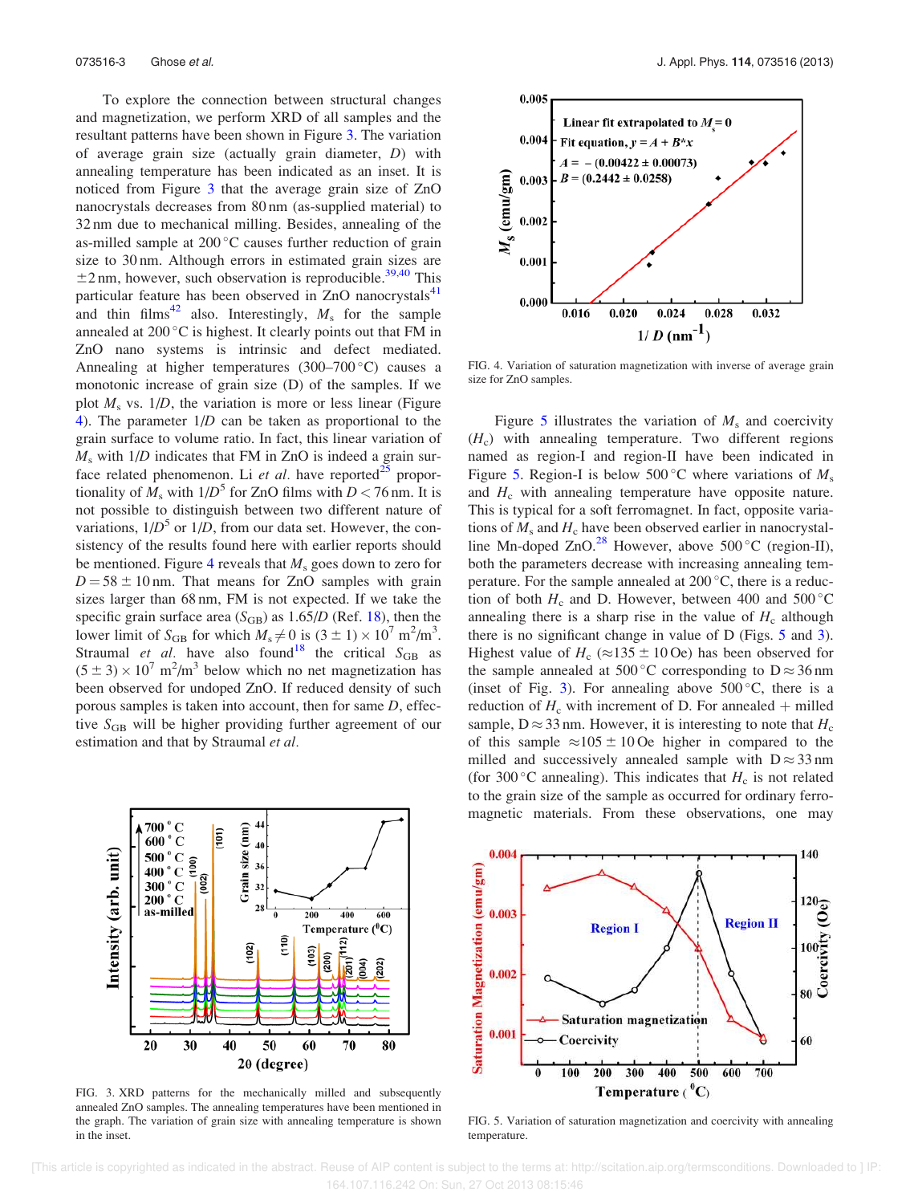To explore the connection between structural changes and magnetization, we perform XRD of all samples and the resultant patterns have been shown in Figure 3. The variation of average grain size (actually grain diameter, $D$) with annealing temperature has been indicated as an inset. It is noticed from Figure 3 that the average grain size of ZnO nanocrystals decreases from 80 nm (as-supplied material) to 32 nm due to mechanical milling. Besides, annealing of the as-milled sample at 200 °C causes further reduction of grain size to 30 nm. Although errors in estimated grain sizes are ±2 nm, however, such observation is reproducible.[39,40] This particular feature has been observed in ZnO nanocrystals[41] and thin films[42] also. Interestingly, $M_s$ for the sample annealed at 200 °C is highest. It clearly points out that FM in ZnO nano systems is intrinsic and defect mediated. Annealing at higher temperatures (300–700 °C) causes a monotonic increase of grain size (D) of the samples. If we plot $M_s$ vs. $1/D$, the variation is more or less linear (Figure 4). The parameter $1/D$ can be taken as proportional to the grain surface to volume ratio. In fact, this linear variation of $M_s$ with $1/D$ indicates that FM in ZnO is indeed a grain surface related phenomenon. Li *et al.* have reported[25] proportionality of $M_s$ with $1/D^5$ for ZnO films with $D < 76$ nm. It is not possible to distinguish between two different nature of variations, $1/D^5$ or $1/D$, from our data set. However, the consistency of the results found here with earlier reports should be mentioned. Figure 4 reveals that $M_s$ goes down to zero for $D = 58 \pm 10$ nm. That means for ZnO samples with grain sizes larger than 68 nm, FM is not expected. If we take the specific grain surface area ($S_{GB}$) as $1.65/D$ (Ref. 18), then the lower limit of $S_{GB}$ for which $M_s \neq 0$ is $(3 \pm 1) \times 10^7$ m$^2$/m$^3$. Straumal *et al.* have also found[18] the critical $S_{GB}$ as $(5 \pm 3) \times 10^7$ m$^2$/m$^3$ below which no net magnetization has been observed for undoped ZnO. If reduced density of such porous samples is taken into account, then for same $D$, effective $S_{GB}$ will be higher providing further agreement of our estimation and that by Straumal *et al.*

700 °C
600 °C
500 °C
400 °C
300 °C
200 °C
as-milled
(100) (002) (101) (102) (110) (103) (200) (112) (201) (004) (202)
Intensity (arb. unit)
2θ (degree)
Grain size (nm)
Temperature (°C)

FIG. 3. XRD patterns for the mechanically milled and subsequently annealed ZnO samples. The annealing temperatures have been mentioned in the graph. The variation of grain size with annealing temperature is shown in the inset.

Linear fit extrapolated to $M_s = 0$
Fit equation, $y = A + B*x$
$A = -(0.00422 \pm 0.00073)$
$B = (0.2442 \pm 0.0258)$
$M_s$ (emu/gm)
$1/D$ (nm$^{-1}$)

FIG. 4. Variation of saturation magnetization with inverse of average grain size for ZnO samples.

Figure 5 illustrates the variation of $M_s$ and coercivity ($H_c$) with annealing temperature. Two different regions named as region-I and region-II have been indicated in Figure 5. Region-I is below 500 °C where variations of $M_s$ and $H_c$ with annealing temperature have opposite nature. This is typical for a soft ferromagnet. In fact, opposite variations of $M_s$ and $H_c$ have been observed earlier in nanocrystalline Mn-doped ZnO.[28] However, above 500 °C (region-II), both the parameters decrease with increasing annealing temperature. For the sample annealed at 200 °C, there is a reduction of both $H_c$ and D. However, between 400 and 500 °C annealing there is a sharp rise in the value of $H_c$ although there is no significant change in value of D (Figs. 5 and 3). Highest value of $H_c$ (≈135 ± 10 Oe) has been observed for the sample annealed at 500 °C corresponding to D ≈ 36 nm (inset of Fig. 3). For annealing above 500 °C, there is a reduction of $H_c$ with increment of D. For annealed + milled sample, D ≈ 33 nm. However, it is interesting to note that $H_c$ of this sample ≈105 ± 10 Oe higher in compared to the milled and successively annealed sample with D ≈ 33 nm (for 300 °C annealing). This indicates that $H_c$ is not related to the grain size of the sample as occurred for ordinary ferromagnetic materials. From these observations, one may

Region I
Region II
Saturation magnetization
Coercivity
Saturation Magnetization (emu/gm)
Coercivity (Oe)
Temperature (°C)

FIG. 5. Variation of saturation magnetization and coercivity with annealing temperature.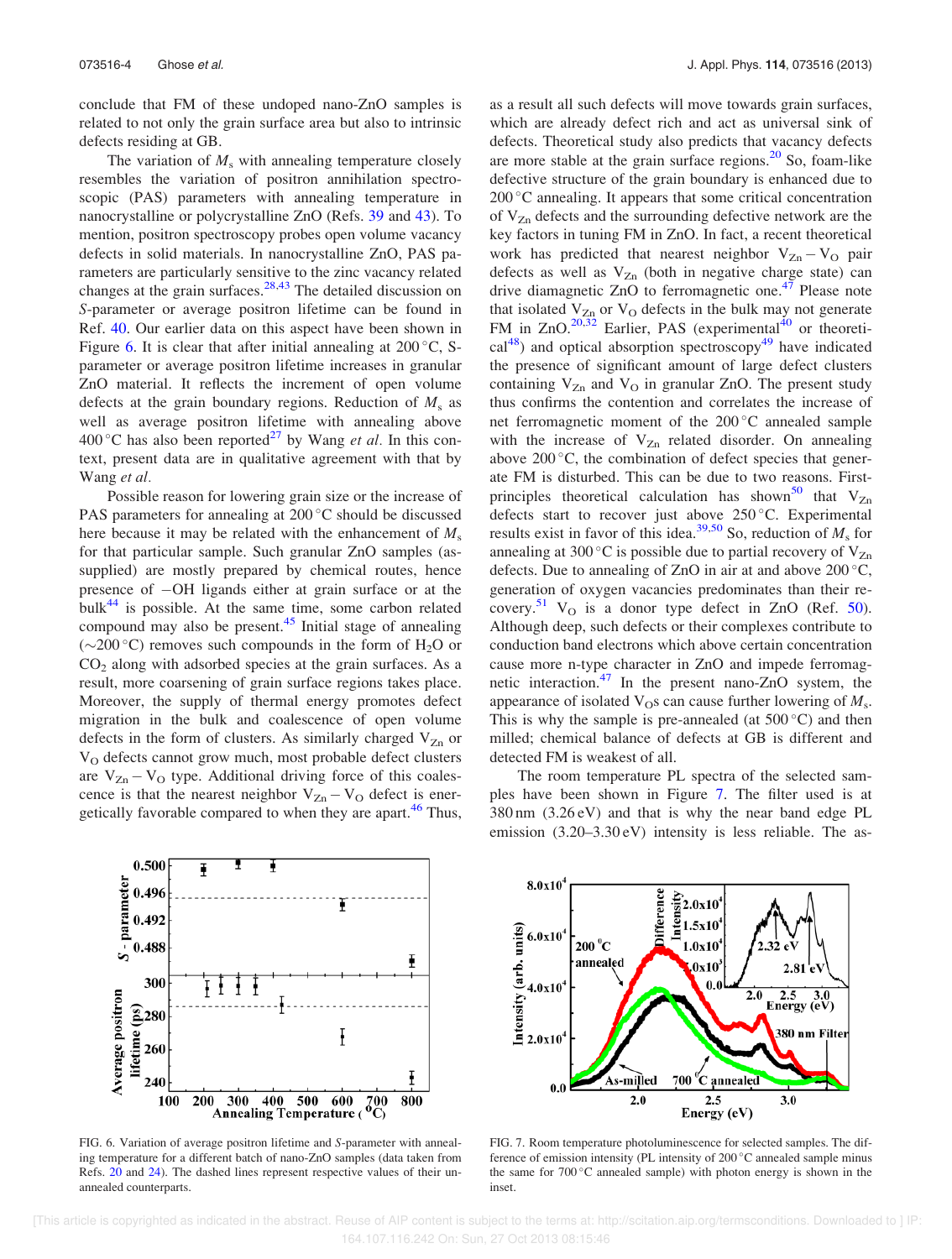conclude that FM of these undoped nano-ZnO samples is related to not only the grain surface area but also to intrinsic defects residing at GB.

The variation of $M_s$ with annealing temperature closely resembles the variation of positron annihilation spectroscopic (PAS) parameters with annealing temperature in nanocrystalline or polycrystalline ZnO (Refs. 39 and 43). To mention, positron spectroscopy probes open volume vacancy defects in solid materials. In nanocrystalline ZnO, PAS parameters are particularly sensitive to the zinc vacancy related changes at the grain surfaces.[28,43] The detailed discussion on *S*-parameter or average positron lifetime can be found in Ref. 40. Our earlier data on this aspect have been shown in Figure 6. It is clear that after initial annealing at 200 °C, S-parameter or average positron lifetime increases in granular ZnO material. It reflects the increment of open volume defects at the grain boundary regions. Reduction of $M_s$ as well as average positron lifetime with annealing above 400 °C has also been reported[27] by Wang *et al.* In this context, present data are in qualitative agreement with that by Wang *et al.*

Possible reason for lowering grain size or the increase of PAS parameters for annealing at 200 °C should be discussed here because it may be related with the enhancement of $M_s$ for that particular sample. Such granular ZnO samples (as-supplied) are mostly prepared by chemical routes, hence presence of −OH ligands either at grain surface or at the bulk[44] is possible. At the same time, some carbon related compound may also be present.[45] Initial stage of annealing (∼200 °C) removes such compounds in the form of $H_2O$ or $CO_2$ along with adsorbed species at the grain surfaces. As a result, more coarsening of grain surface regions takes place. Moreover, the supply of thermal energy promotes defect migration in the bulk and coalescence of open volume defects in the form of clusters. As similarly charged $V_{Zn}$ or $V_O$ defects cannot grow much, most probable defect clusters are $V_{Zn}-V_O$ type. Additional driving force of this coalescence is that the nearest neighbor $V_{Zn}-V_O$ defect is energetically favorable compared to when they are apart.[46] Thus, as a result all such defects will move towards grain surfaces, which are already defect rich and act as universal sink of defects. Theoretical study also predicts that vacancy defects are more stable at the grain surface regions.[20] So, foam-like defective structure of the grain boundary is enhanced due to 200 °C annealing. It appears that some critical concentration of $V_{Zn}$ defects and the surrounding defective network are the key factors in tuning FM in ZnO. In fact, a recent theoretical work has predicted that nearest neighbor $V_{Zn}-V_O$ pair defects as well as $V_{Zn}$ (both in negative charge state) can drive diamagnetic ZnO to ferromagnetic one.[47] Please note that isolated $V_{Zn}$ or $V_O$ defects in the bulk may not generate FM in ZnO.[20,32] Earlier, PAS (experimental[40] or theoretical[48]) and optical absorption spectroscopy[49] have indicated the presence of significant amount of large defect clusters containing $V_{Zn}$ and $V_O$ in granular ZnO. The present study thus confirms the contention and correlates the increase of net ferromagnetic moment of the 200 °C annealed sample with the increase of $V_{Zn}$ related disorder. On annealing above 200 °C, the combination of defect species that generate FM is disturbed. This can be due to two reasons. First-principles theoretical calculation has shown[50] that $V_{Zn}$ defects start to recover just above 250 °C. Experimental results exist in favor of this idea.[39,50] So, reduction of $M_s$ for annealing at 300 °C is possible due to partial recovery of $V_{Zn}$ defects. Due to annealing of ZnO in air at and above 200 °C, generation of oxygen vacancies predominates than their recovery.[51] $V_O$ is a donor type defect in ZnO (Ref. 50). Although deep, such defects or their complexes contribute to conduction band electrons which above certain concentration cause more n-type character in ZnO and impede ferromagnetic interaction.[47] In the present nano-ZnO system, the appearance of isolated $V_O$s can cause further lowering of $M_s$. This is why the sample is pre-annealed (at 500 °C) and then milled; chemical balance of defects at GB is different and detected FM is weakest of all.

The room temperature PL spectra of the selected samples have been shown in Figure 7. The filter used is at 380 nm (3.26 eV) and that is why the near band edge PL emission (3.20–3.30 eV) intensity is less reliable. The as-

S - parameter
0.500
0.496
0.492
0.488
Average positron lifetime (ps)
300
280
260
240
100 200 300 400 500 600 700 800
Annealing Temperature (°C)

FIG. 6. Variation of average positron lifetime and *S*-parameter with annealing temperature for a different batch of nano-ZnO samples (data taken from Refs. 20 and 24). The dashed lines represent respective values of their unannealed counterparts.

Intensity (arb. units)
8.0x10⁴
6.0x10⁴
4.0x10⁴
2.0x10⁴
0.0
2.0 2.5 3.0
Energy (eV)
200 °C annealed
As-milled
700 °C annealed
380 nm Filter
Difference Intensity
2.0x10⁴
1.5x10⁴
1.0x10⁴
5.0x10³
0.0
2.0 2.5 3.0
Energy (eV)
2.32 eV
2.81 eV

FIG. 7. Room temperature photoluminescence for selected samples. The difference of emission intensity (PL intensity of 200 °C annealed sample minus the same for 700 °C annealed sample) with photon energy is shown in the inset.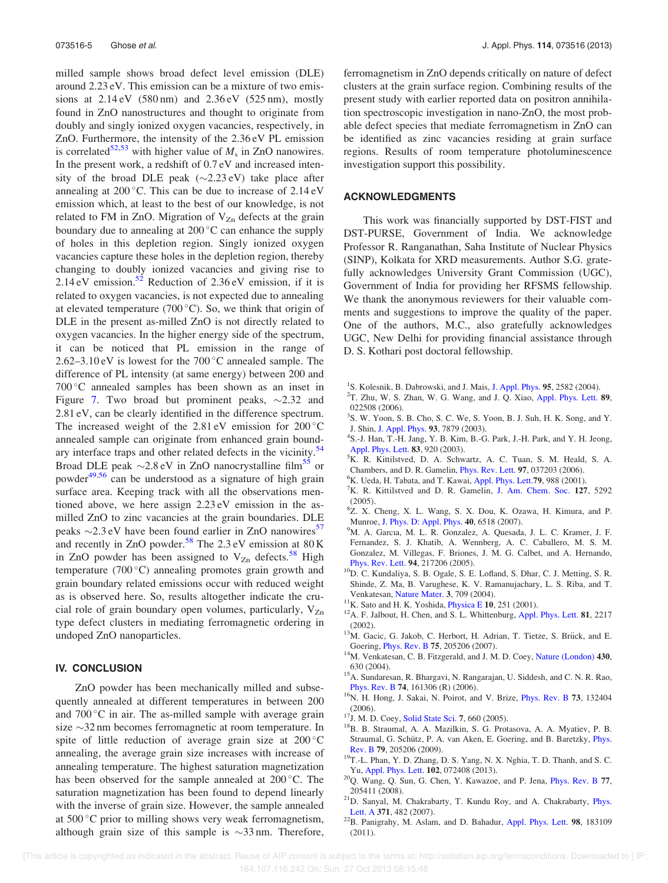milled sample shows broad defect level emission (DLE) around 2.23 eV. This emission can be a mixture of two emissions at 2.14 eV (580 nm) and 2.36 eV (525 nm), mostly found in ZnO nanostructures and thought to originate from doubly and singly ionized oxygen vacancies, respectively, in ZnO. Furthermore, the intensity of the 2.36 eV PL emission is correlated[52,53] with higher value of $M_s$ in ZnO nanowires. In the present work, a redshift of 0.7 eV and increased intensity of the broad DLE peak (∼2.23 eV) take place after annealing at 200 °C. This can be due to increase of 2.14 eV emission which, at least to the best of our knowledge, is not related to FM in ZnO. Migration of $V_{Zn}$ defects at the grain boundary due to annealing at 200 °C can enhance the supply of holes in this depletion region. Singly ionized oxygen vacancies capture these holes in the depletion region, thereby changing to doubly ionized vacancies and giving rise to 2.14 eV emission.[52] Reduction of 2.36 eV emission, if it is related to oxygen vacancies, is not expected due to annealing at elevated temperature (700 °C). So, we think that origin of DLE in the present as-milled ZnO is not directly related to oxygen vacancies. In the higher energy side of the spectrum, it can be noticed that PL emission in the range of 2.62–3.10 eV is lowest for the 700 °C annealed sample. The difference of PL intensity (at same energy) between 200 and 700 °C annealed samples has been shown as an inset in Figure 7. Two broad but prominent peaks, ∼2.32 and 2.81 eV, can be clearly identified in the difference spectrum. The increased weight of the 2.81 eV emission for 200 °C annealed sample can originate from enhanced grain boundary interface traps and other related defects in the vicinity.[54] Broad DLE peak ∼2.8 eV in ZnO nanocrystalline film[55] or powder[49,56] can be understood as a signature of high grain surface area. Keeping track with all the observations mentioned above, we here assign 2.23 eV emission in the as-milled ZnO to zinc vacancies at the grain boundaries. DLE peaks ∼2.3 eV have been found earlier in ZnO nanowires[57] and recently in ZnO powder.[58] The 2.3 eV emission at 80 K in ZnO powder has been assigned to $V_{Zn}$ defects.[58] High temperature (700 °C) annealing promotes grain growth and grain boundary related emissions occur with reduced weight as is observed here. So, results altogether indicate the crucial role of grain boundary open volumes, particularly, $V_{Zn}$ type defect clusters in mediating ferromagnetic ordering in undoped ZnO nanoparticles.

## IV. CONCLUSION

ZnO powder has been mechanically milled and subsequently annealed at different temperatures in between 200 and 700 °C in air. The as-milled sample with average grain size ∼32 nm becomes ferromagnetic at room temperature. In spite of little reduction of average grain size at 200 °C annealing, the average grain size increases with increase of annealing temperature. The highest saturation magnetization has been observed for the sample annealed at 200 °C. The saturation magnetization has been found to depend linearly with the inverse of grain size. However, the sample annealed at 500 °C prior to milling shows very weak ferromagnetism, although grain size of this sample is ∼33 nm. Therefore, ferromagnetism in ZnO depends critically on nature of defect clusters at the grain surface region. Combining results of the present study with earlier reported data on positron annihilation spectroscopic investigation in nano-ZnO, the most probable defect species that mediate ferromagnetism in ZnO can be identified as zinc vacancies residing at grain surface regions. Results of room temperature photoluminescence investigation support this possibility.

## ACKNOWLEDGMENTS

This work was financially supported by DST-FIST and DST-PURSE, Government of India. We acknowledge Professor R. Ranganathan, Saha Institute of Nuclear Physics (SINP), Kolkata for XRD measurements. Author S.G. gratefully acknowledges University Grant Commission (UGC), Government of India for providing her RFSMS fellowship. We thank the anonymous reviewers for their valuable comments and suggestions to improve the quality of the paper. One of the authors, M.C., also gratefully acknowledges UGC, New Delhi for providing financial assistance through D. S. Kothari post doctoral fellowship.

[1] S. Kolesnik, B. Dabrowski, and J. Mais, J. Appl. Phys. **95**, 2582 (2004).
[2] T. Zhu, W. S. Zhan, W. G. Wang, and J. Q. Xiao, Appl. Phys. Lett. **89**, 022508 (2006).
[3] S. W. Yoon, S. B. Cho, S. C. We, S. Yoon, B. J. Suh, H. K. Song, and Y. J. Shin, J. Appl. Phys. **93**, 7879 (2003).
[4] S.-J. Han, T.-H. Jang, Y. B. Kim, B.-G. Park, J.-H. Park, and Y. H. Jeong, Appl. Phys. Lett. **83**, 920 (2003).
[5] K. R. Kittilstved, D. A. Schwartz, A. C. Tuan, S. M. Heald, S. A. Chambers, and D. R. Gamelin, Phys. Rev. Lett. **97**, 037203 (2006).
[6] K. Ueda, H. Tabata, and T. Kawai, Appl. Phys. Lett.**79**, 988 (2001).
[7] K. R. Kittilstved and D. R. Gamelin, J. Am. Chem. Soc. **127**, 5292 (2005).
[8] Z. X. Cheng, X. L. Wang, S. X. Dou, K. Ozawa, H. Kimura, and P. Munroe, J. Phys. D: Appl. Phys. **40**, 6518 (2007).
[9] M. A. Garcıa, M. L. R. Gonzalez, A. Quesada, J. L. C. Kramer, J. F. Fernandez, S. J. Khatib, A. Wennberg, A. C. Caballero, M. S. M. Gonzalez, M. Villegas, F. Briones, J. M. G. Calbet, and A. Hernando, Phys. Rev. Lett. **94**, 217206 (2005).
[10] D. C. Kundaliya, S. B. Ogale, S. E. Lofland, S. Dhar, C. J. Metting, S. R. Shinde, Z. Ma, B. Varughese, K. V. Ramanujachary, L. S. Riba, and T. Venkatesan, Nature Mater. **3**, 709 (2004).
[11] K. Sato and H. K. Yoshida, Physica E **10**, 251 (2001).
[12] A. F. Jalbout, H. Chen, and S. L. Whittenburg, Appl. Phys. Lett. **81**, 2217 (2002).
[13] M. Gacic, G. Jakob, C. Herbort, H. Adrian, T. Tietze, S. Brück, and E. Goering, Phys. Rev. B **75**, 205206 (2007).
[14] M. Venkatesan, C. B. Fitzgerald, and J. M. D. Coey, Nature (London) **430**, 630 (2004).
[15] A. Sundaresan, R. Bhargavi, N. Rangarajan, U. Siddesh, and C. N. R. Rao, Phys. Rev. B **74**, 161306 (R) (2006).
[16] N. H. Hong, J. Sakai, N. Poirot, and V. Brize, Phys. Rev. B **73**, 132404 (2006).
[17] J. M. D. Coey, Solid State Sci. **7**, 660 (2005).
[18] B. B. Straumal, A. A. Mazilkin, S. G. Protasova, A. A. Myatiev, P. B. Straumal, G. Schütz, P. A. van Aken, E. Goering, and B. Baretzky, Phys. Rev. B **79**, 205206 (2009).
[19] T.-L. Phan, Y. D. Zhang, D. S. Yang, N. X. Nghia, T. D. Thanh, and S. C. Yu, Appl. Phys. Lett. **102**, 072408 (2013).
[20] Q. Wang, Q. Sun, G. Chen, Y. Kawazoe, and P. Jena, Phys. Rev. B **77**, 205411 (2008).
[21] D. Sanyal, M. Chakrabarty, T. Kundu Roy, and A. Chakrabarty, Phys. Lett. A **371**, 482 (2007).
[22] B. Panigrahy, M. Aslam, and D. Bahadur, Appl. Phys. Lett. **98**, 183109 (2011).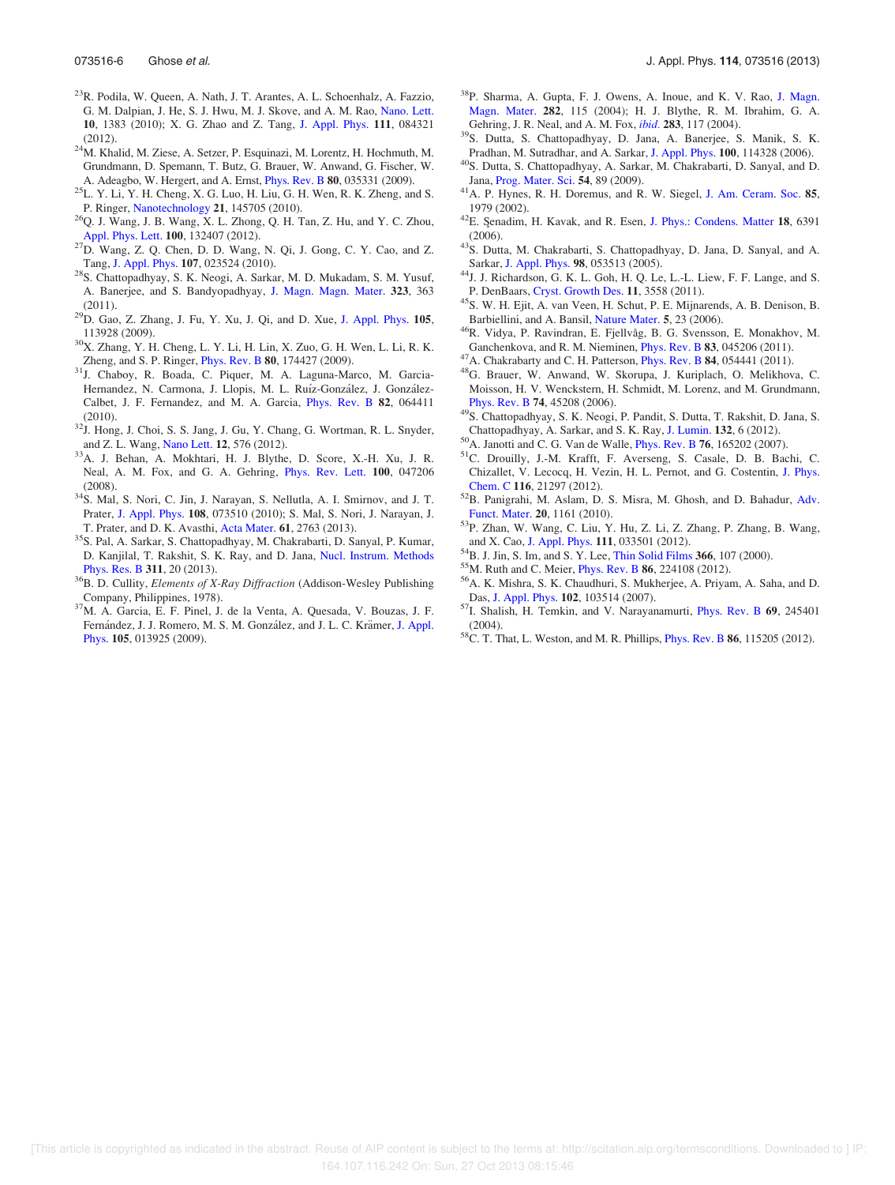[23] R. Podila, W. Queen, A. Nath, J. T. Arantes, A. L. Schoenhalz, A. Fazzio, G. M. Dalpian, J. He, S. J. Hwu, M. J. Skove, and A. M. Rao, Nano. Lett. **10**, 1383 (2010); X. G. Zhao and Z. Tang, J. Appl. Phys. **111**, 084321 (2012).

[24] M. Khalid, M. Ziese, A. Setzer, P. Esquinazi, M. Lorentz, H. Hochmuth, M. Grundmann, D. Spemann, T. Butz, G. Brauer, W. Anwand, G. Fischer, W. A. Adeagbo, W. Hergert, and A. Ernst, Phys. Rev. B **80**, 035331 (2009).

[25] L. Y. Li, Y. H. Cheng, X. G. Luo, H. Liu, G. H. Wen, R. K. Zheng, and S. P. Ringer, Nanotechnology **21**, 145705 (2010).

[26] Q. J. Wang, J. B. Wang, X. L. Zhong, Q. H. Tan, Z. Hu, and Y. C. Zhou, Appl. Phys. Lett. **100**, 132407 (2012).

[27] D. Wang, Z. Q. Chen, D. D. Wang, N. Qi, J. Gong, C. Y. Cao, and Z. Tang, J. Appl. Phys. **107**, 023524 (2010).

[28] S. Chattopadhyay, S. K. Neogi, A. Sarkar, M. D. Mukadam, S. M. Yusuf, A. Banerjee, and S. Bandyopadhyay, J. Magn. Magn. Mater. **323**, 363 (2011).

[29] D. Gao, Z. Zhang, J. Fu, Y. Xu, J. Qi, and D. Xue, J. Appl. Phys. **105**, 113928 (2009).

[30] X. Zhang, Y. H. Cheng, L. Y. Li, H. Lin, X. Zuo, G. H. Wen, L. Li, R. K. Zheng, and S. P. Ringer, Phys. Rev. B **80**, 174427 (2009).

[31] J. Chaboy, R. Boada, C. Piquer, M. A. Laguna-Marco, M. Garcia-Hernandez, N. Carmona, J. Llopis, M. L. Ruíz-González, J. González-Calbet, J. F. Fernandez, and M. A. Garcia, Phys. Rev. B **82**, 064411 (2010).

[32] J. Hong, J. Choi, S. S. Jang, J. Gu, Y. Chang, G. Wortman, R. L. Snyder, and Z. L. Wang, Nano Lett. **12**, 576 (2012).

[33] A. J. Behan, A. Mokhtari, H. J. Blythe, D. Score, X.-H. Xu, J. R. Neal, A. M. Fox, and G. A. Gehring, Phys. Rev. Lett. **100**, 047206 (2008).

[34] S. Mal, S. Nori, C. Jin, J. Narayan, S. Nellutla, A. I. Smirnov, and J. T. Prater, J. Appl. Phys. **108**, 073510 (2010); S. Mal, S. Nori, J. Narayan, J. T. Prater, and D. K. Avasthi, Acta Mater. **61**, 2763 (2013).

[35] S. Pal, A. Sarkar, S. Chattopadhyay, M. Chakrabarti, D. Sanyal, P. Kumar, D. Kanjilal, T. Rakshit, S. K. Ray, and D. Jana, Nucl. Instrum. Methods Phys. Res. B **311**, 20 (2013).

[36] B. D. Cullity, *Elements of X-Ray Diffraction* (Addison-Wesley Publishing Company, Philippines, 1978).

[37] M. A. Garcia, E. F. Pinel, J. de la Venta, A. Quesada, V. Bouzas, J. F. Fernández, J. J. Romero, M. S. M. González, and J. L. C. Krämer, J. Appl. Phys. **105**, 013925 (2009).

[38] P. Sharma, A. Gupta, F. J. Owens, A. Inoue, and K. V. Rao, J. Magn. Magn. Mater. **282**, 115 (2004); H. J. Blythe, R. M. Ibrahim, G. A. Gehring, J. R. Neal, and A. M. Fox, *ibid.* **283**, 117 (2004).

[39] S. Dutta, S. Chattopadhyay, D. Jana, A. Banerjee, S. Manik, S. K. Pradhan, M. Sutradhar, and A. Sarkar, J. Appl. Phys. **100**, 114328 (2006).

[40] S. Dutta, S. Chattopadhyay, A. Sarkar, M. Chakrabarti, D. Sanyal, and D. Jana, Prog. Mater. Sci. **54**, 89 (2009).

[41] A. P. Hynes, R. H. Doremus, and R. W. Siegel, J. Am. Ceram. Soc. **85**, 1979 (2002).

[42] E. Şenadim, H. Kavak, and R. Esen, J. Phys.: Condens. Matter **18**, 6391 (2006).

[43] S. Dutta, M. Chakrabarti, S. Chattopadhyay, D. Jana, D. Sanyal, and A. Sarkar, J. Appl. Phys. **98**, 053513 (2005).

[44] J. J. Richardson, G. K. L. Goh, H. Q. Le, L.-L. Liew, F. F. Lange, and S. P. DenBaars, Cryst. Growth Des. **11**, 3558 (2011).

[45] S. W. H. Ejit, A. van Veen, H. Schut, P. E. Mijnarends, A. B. Denison, B. Barbiellini, and A. Bansil, Nature Mater. **5**, 23 (2006).

[46] R. Vidya, P. Ravindran, E. Fjellvåg, B. G. Svensson, E. Monakhov, M. Ganchenkova, and R. M. Nieminen, Phys. Rev. B **83**, 045206 (2011).

[47] A. Chakrabarty and C. H. Patterson, Phys. Rev. B **84**, 054441 (2011).

[48] G. Brauer, W. Anwand, W. Skorupa, J. Kuriplach, O. Melikhova, C. Moisson, H. V. Wenckstern, H. Schmidt, M. Lorenz, and M. Grundmann, Phys. Rev. B **74**, 45208 (2006).

[49] S. Chattopadhyay, S. K. Neogi, P. Pandit, S. Dutta, T. Rakshit, D. Jana, S. Chattopadhyay, A. Sarkar, and S. K. Ray, J. Lumin. **132**, 6 (2012).

[50] A. Janotti and C. G. Van de Walle, Phys. Rev. B **76**, 165202 (2007).

[51] C. Drouilly, J.-M. Krafft, F. Averseng, S. Casale, D. B. Bachi, C. Chizallet, V. Lecocq, H. Vezin, H. L. Pernot, and G. Costentin, J. Phys. Chem. C **116**, 21297 (2012).

[52] B. Panigrahi, M. Aslam, D. S. Misra, M. Ghosh, and D. Bahadur, Adv. Funct. Mater. **20**, 1161 (2010).

[53] P. Zhan, W. Wang, C. Liu, Y. Hu, Z. Li, Z. Zhang, P. Zhang, B. Wang, and X. Cao, J. Appl. Phys. **111**, 033501 (2012).

[54] B. J. Jin, S. Im, and S. Y. Lee, Thin Solid Films **366**, 107 (2000).

[55] M. Ruth and C. Meier, Phys. Rev. B **86**, 224108 (2012).

[56] A. K. Mishra, S. K. Chaudhuri, S. Mukherjee, A. Priyam, A. Saha, and D. Das, J. Appl. Phys. **102**, 103514 (2007).

[57] I. Shalish, H. Temkin, and V. Narayanamurti, Phys. Rev. B **69**, 245401 (2004).

[58] C. T. That, L. Weston, and M. R. Phillips, Phys. Rev. B **86**, 115205 (2012).